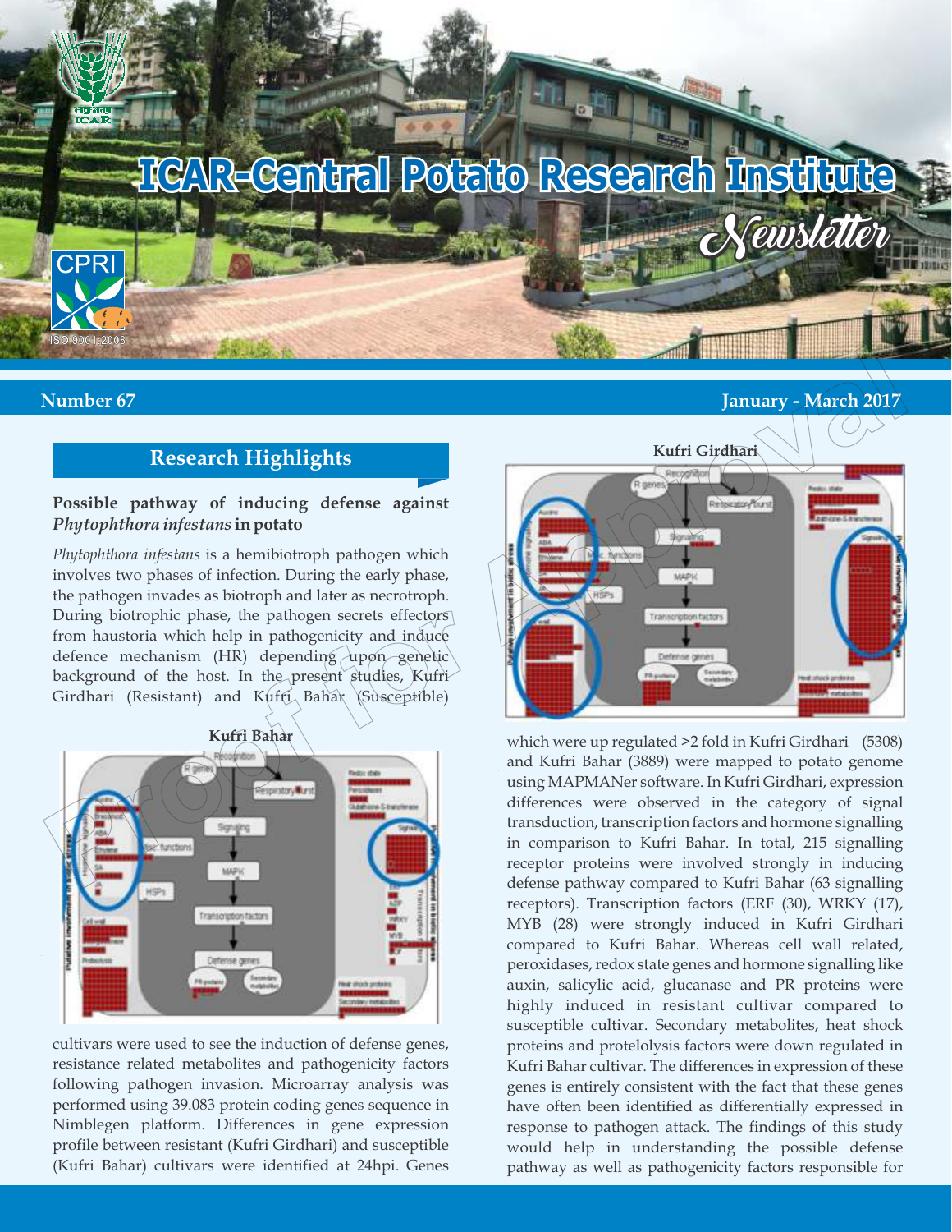# ICAR-Central Potato Research Institute Newsletter

Number 67 January - March 2017

## Research Highlights

### Possible pathway of inducing defense against *Phytophthora infestans* in potato

*Phytophthora infestans* is a hemibiotroph pathogen which involves two phases of infection. During the early phase, the pathogen invades as biotroph and later as necrotroph. During biotrophic phase, the pathogen secretes effectors from haustoria which help in pathogenicity and induce defence mechanism (HR) depending upon genetic background of the host. In the present studies, Kufri Girdhari (Resistant) and Kufri Bahar (Susceptible) cultivars were used to see the induction of defense genes, resistance related metabolites and pathogenicity factors following pathogen invasion. Microarray analysis was performed using 39.083 protein coding genes sequence in Nimblegen platform. Differences in gene expression profile between resistant (Kufri Girdhari) and susceptible (Kufri Bahar) cultivars were identified at 24hpi. Genes which were up regulated >2 fold in Kufri Girdhari (5308) and Kufri Bahar (3889) were mapped to potato genome using MAPMANer software. In Kufri Girdhari, expression differences were observed in the category of signal transduction, transcription factors and hormone signalling in comparison to Kufri Bahar. In total, 215 signalling receptor proteins were involved strongly in inducing defense pathway compared to Kufri Bahar (63 signalling receptors). Transcription factors (ERF (30), WRKY (17), MYB (28) were strongly induced in Kufri Girdhari compared to Kufri Bahar. Whereas cell wall related, peroxidases, redox state genes and hormone signalling like auxin, salicylic acid, glucanase and PR proteins were highly induced in resistant cultivar compared to susceptible cultivar. Secondary metabolites, heat shock proteins and protelolysis factors were down regulated in Kufri Bahar cultivar. The differences in expression of these genes is entirely consistent with the fact that these genes have often been identified as differentially expressed in response to pathogen attack. The findings of this study would help in understanding the possible defense pathway as well as pathogenicity factors responsible for

Kufri Bahar

Kufri Girdhari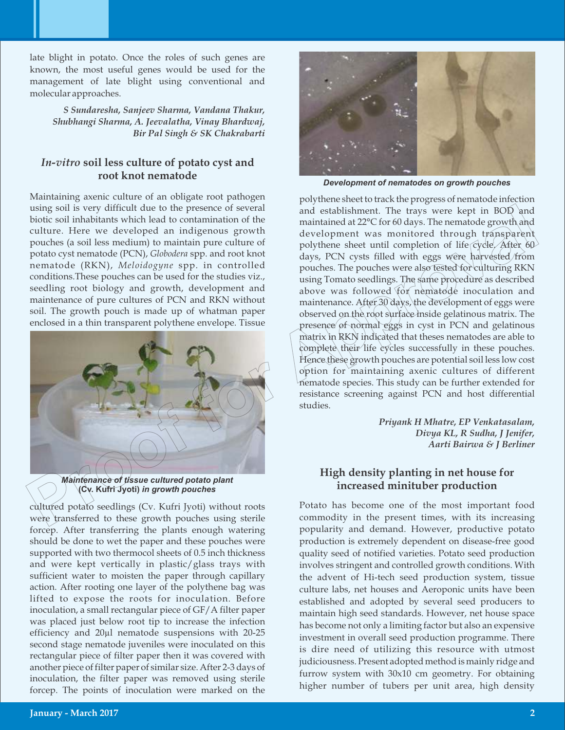late blight in potato. Once the roles of such genes are known, the most useful genes would be used for the management of late blight using conventional and molecular approaches.

***S Sundaresha, Sanjeev Sharma, Vandana Thakur, Shubhangi Sharma, A. Jeevalatha, Vinay Bhardwaj, Bir Pal Singh & SK Chakrabarti***

## *In-vitro* soil less culture of potato cyst and root knot nematode

Maintaining axenic culture of an obligate root pathogen using soil is very difficult due to the presence of several biotic soil inhabitants which lead to contamination of the culture. Here we developed an indigenous growth pouches (a soil less medium) to maintain pure culture of potato cyst nematode (PCN), *Globodera* spp. and root knot nematode (RKN), *Meloidogyne* spp. in controlled conditions.These pouches can be used for the studies viz., seedling root biology and growth, development and maintenance of pure cultures of PCN and RKN without soil. The growth pouch is made up of whatman paper enclosed in a thin transparent polythene envelope. Tissue cultured potato seedlings (Cv. Kufri Jyoti) without roots were transferred to these growth pouches using sterile forcep. After transferring the plants enough watering should be done to wet the paper and these pouches were supported with two thermocol sheets of 0.5 inch thickness and were kept vertically in plastic/glass trays with sufficient water to moisten the paper through capillary action. After rooting one layer of the polythene bag was lifted to expose the roots for inoculation. Before inoculation, a small rectangular piece of GF/A filter paper was placed just below root tip to increase the infection efficiency and 20µl nematode suspensions with 20-25 second stage nematode juveniles were inoculated on this rectangular piece of filter paper then it was covered with another piece of filter paper of similar size. After 2-3 days of inoculation, the filter paper was removed using sterile forcep. The points of inoculation were marked on the polythene sheet to track the progress of nematode infection and establishment. The trays were kept in BOD and maintained at 22°C for 60 days. The nematode growth and development was monitored through transparent polythene sheet until completion of life cycle. After 60 days, PCN cysts filled with eggs were harvested from pouches. The pouches were also tested for culturing RKN using Tomato seedlings. The same procedure as described above was followed for nematode inoculation and maintenance. After 30 days, the development of eggs were observed on the root surface inside gelatinous matrix. The presence of normal eggs in cyst in PCN and gelatinous matrix in RKN indicated that theses nematodes are able to complete their life cycles successfully in these pouches. Hence these growth pouches are potential soil less low cost option for maintaining axenic cultures of different nematode species. This study can be further extended for resistance screening against PCN and host differential studies.

***Maintenance of tissue cultured potato plant (Cv. Kufri Jyoti) in growth pouches***

***Development of nematodes on growth pouches***

***Priyank H Mhatre, EP Venkatasalam, Divya KL, R Sudha, J Jenifer, Aarti Bairwa & J Berliner***

## High density planting in net house for increased minituber production

Potato has become one of the most important food commodity in the present times, with its increasing popularity and demand. However, productive potato production is extremely dependent on disease-free good quality seed of notified varieties. Potato seed production involves stringent and controlled growth conditions. With the advent of Hi-tech seed production system, tissue culture labs, net houses and Aeroponic units have been established and adopted by several seed producers to maintain high seed standards. However, net house space has become not only a limiting factor but also an expensive investment in overall seed production programme. There is dire need of utilizing this resource with utmost judiciousness. Present adopted method is mainly ridge and furrow system with 30x10 cm geometry. For obtaining higher number of tubers per unit area, high density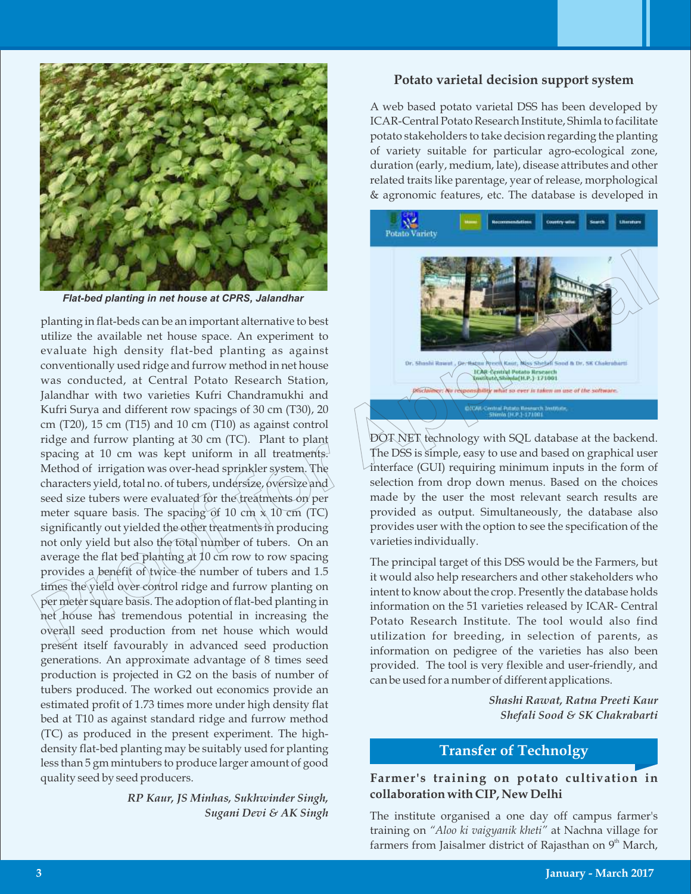*Flat-bed planting in net house at CPRS, Jalandhar*

planting in flat-beds can be an important alternative to best utilize the available net house space. An experiment to evaluate high density flat-bed planting as against conventionally used ridge and furrow method in net house was conducted, at Central Potato Research Station, Jalandhar with two varieties Kufri Chandramukhi and Kufri Surya and different row spacings of 30 cm (T30), 20 cm (T20), 15 cm (T15) and 10 cm (T10) as against control ridge and furrow planting at 30 cm (TC). Plant to plant spacing at 10 cm was kept uniform in all treatments. Method of irrigation was over-head sprinkler system. The characters yield, total no. of tubers, undersize, oversize and seed size tubers were evaluated for the treatments on per meter square basis. The spacing of 10 cm x 10 cm (TC) significantly out yielded the other treatments in producing not only yield but also the total number of tubers. On an average the flat bed planting at 10 cm row to row spacing provides a benefit of twice the number of tubers and 1.5 times the yield over control ridge and furrow planting on per meter square basis. The adoption of flat-bed planting in net house has tremendous potential in increasing the overall seed production from net house which would present itself favourably in advanced seed production generations. An approximate advantage of 8 times seed production is projected in G2 on the basis of number of tubers produced. The worked out economics provide an estimated profit of 1.73 times more under high density flat bed at T10 as against standard ridge and furrow method (TC) as produced in the present experiment. The high-density flat-bed planting may be suitably used for planting less than 5 gm mintubers to produce larger amount of good quality seed by seed producers.

*RP Kaur, JS Minhas, Sukhwinder Singh, Sugani Devi & AK Singh*

## Potato varietal decision support system

A web based potato varietal DSS has been developed by ICAR-Central Potato Research Institute, Shimla to facilitate potato stakeholders to take decision regarding the planting of variety suitable for particular agro-ecological zone, duration (early, medium, late), disease attributes and other related traits like parentage, year of release, morphological & agronomic features, etc. The database is developed in DOT NET technology with SQL database at the backend. The DSS is simple, easy to use and based on graphical user interface (GUI) requiring minimum inputs in the form of selection from drop down menus. Based on the choices made by the user the most relevant search results are provided as output. Simultaneously, the database also provides user with the option to see the specification of the varieties individually.

The principal target of this DSS would be the Farmers, but it would also help researchers and other stakeholders who intent to know about the crop. Presently the database holds information on the 51 varieties released by ICAR- Central Potato Research Institute. The tool would also find utilization for breeding, in selection of parents, as information on pedigree of the varieties has also been provided. The tool is very flexible and user-friendly, and can be used for a number of different applications.

*Shashi Rawat, Ratna Preeti Kaur Shefali Sood & SK Chakrabarti*

## Transfer of Technolgy

### Farmer's training on potato cultivation in collaboration with CIP, New Delhi

The institute organised a one day off campus farmer's training on *"Aloo ki vaigyanik kheti"* at Nachna village for farmers from Jaisalmer district of Rajasthan on 9th March,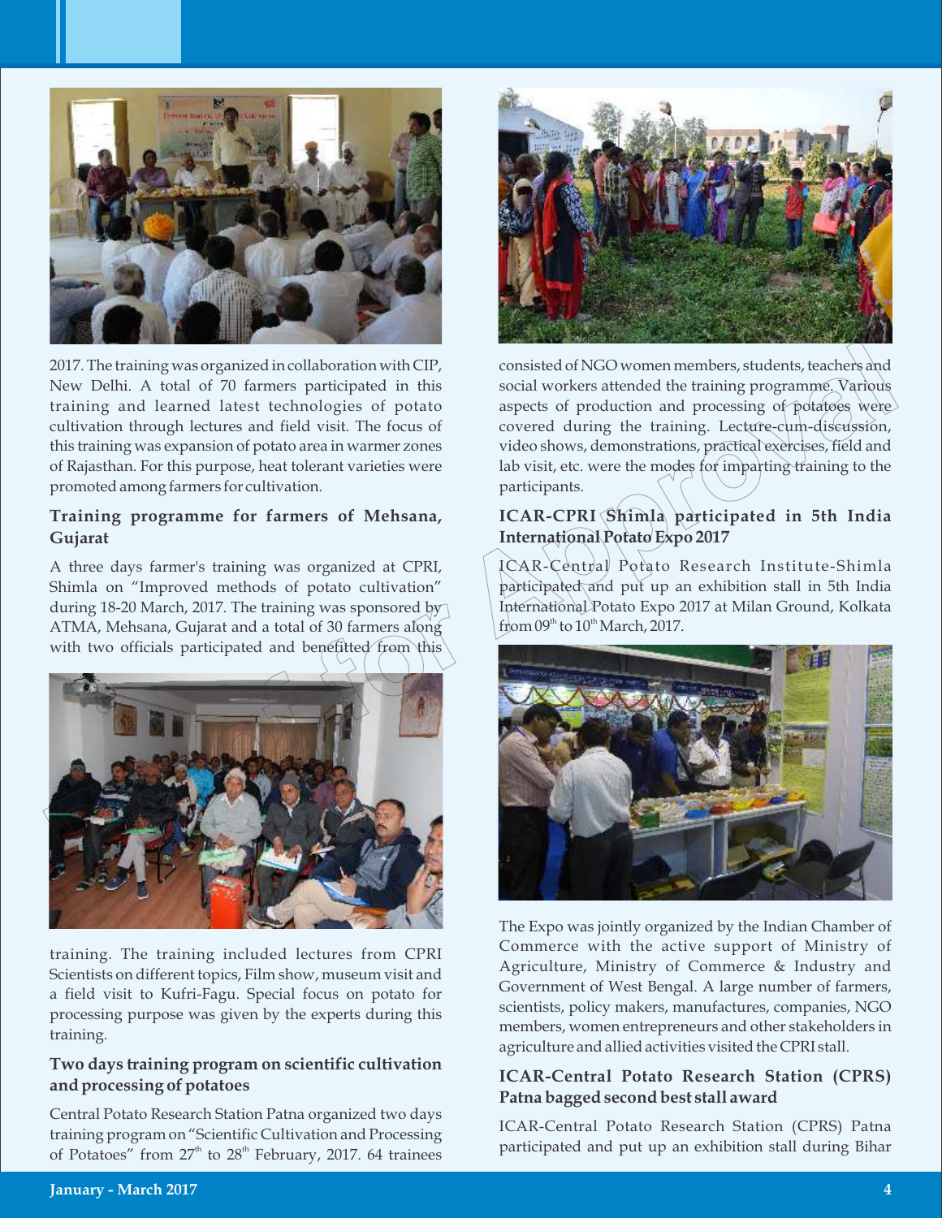2017. The training was organized in collaboration with CIP, New Delhi. A total of 70 farmers participated in this training and learned latest technologies of potato cultivation through lectures and field visit. The focus of this training was expansion of potato area in warmer zones of Rajasthan. For this purpose, heat tolerant varieties were promoted among farmers for cultivation.

### Training programme for farmers of Mehsana, Gujarat

A three days farmer's training was organized at CPRI, Shimla on "Improved methods of potato cultivation" during 18-20 March, 2017. The training was sponsored by ATMA, Mehsana, Gujarat and a total of 30 farmers along with two officials participated and benefitted from this training. The training included lectures from CPRI Scientists on different topics, Film show, museum visit and a field visit to Kufri-Fagu. Special focus on potato for processing purpose was given by the experts during this training.

### Two days training program on scientific cultivation and processing of potatoes

Central Potato Research Station Patna organized two days training program on "Scientific Cultivation and Processing of Potatoes" from 27th to 28th February, 2017. 64 trainees consisted of NGO women members, students, teachers and social workers attended the training programme. Various aspects of production and processing of potatoes were covered during the training. Lecture-cum-discussion, video shows, demonstrations, practical exercises, field and lab visit, etc. were the modes for imparting training to the participants.

### ICAR-CPRI Shimla participated in 5th India International Potato Expo 2017

ICAR-Central Potato Research Institute-Shimla participated and put up an exhibition stall in 5th India International Potato Expo 2017 at Milan Ground, Kolkata from 09th to 10th March, 2017.

The Expo was jointly organized by the Indian Chamber of Commerce with the active support of Ministry of Agriculture, Ministry of Commerce & Industry and Government of West Bengal. A large number of farmers, scientists, policy makers, manufactures, companies, NGO members, women entrepreneurs and other stakeholders in agriculture and allied activities visited the CPRI stall.

### ICAR-Central Potato Research Station (CPRS) Patna bagged second best stall award

ICAR-Central Potato Research Station (CPRS) Patna participated and put up an exhibition stall during Bihar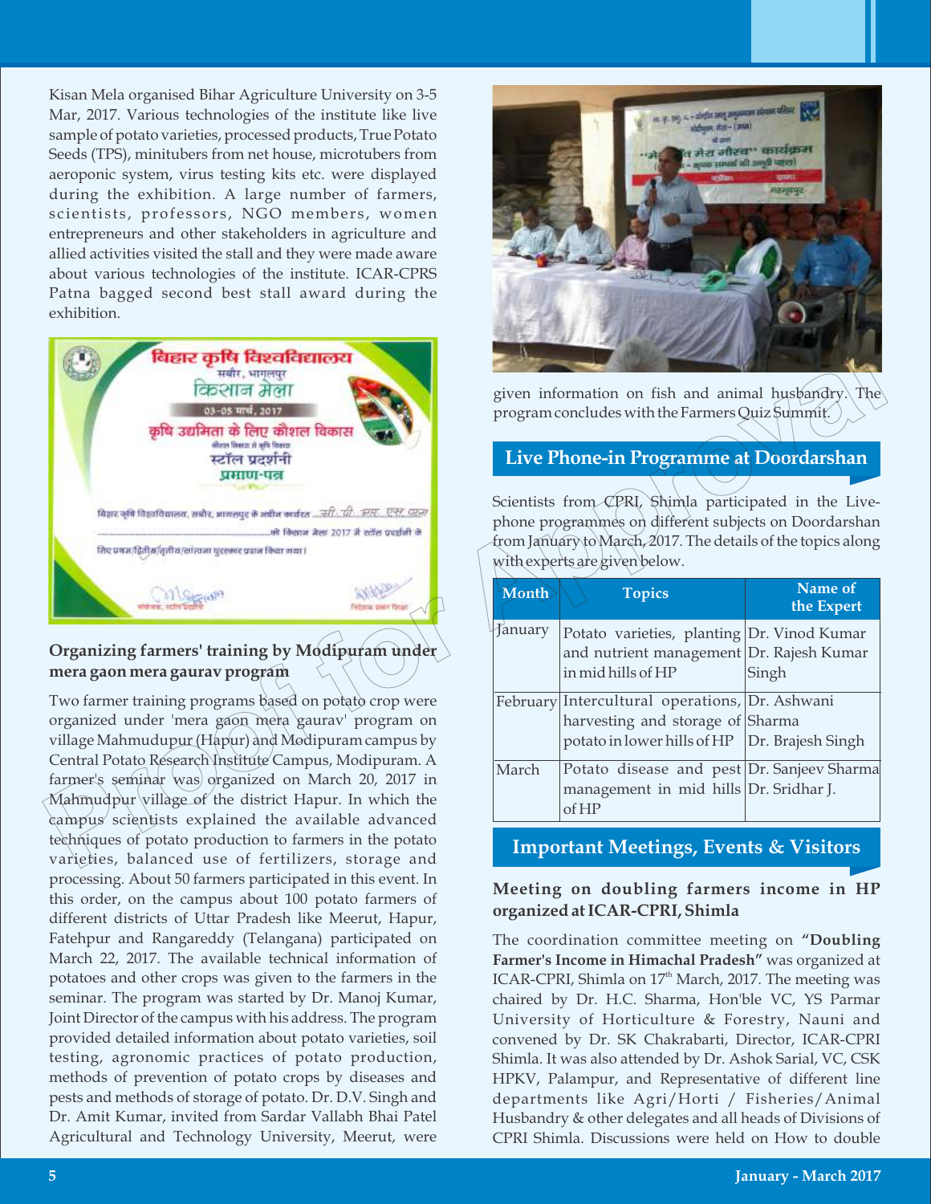Kisan Mela organised Bihar Agriculture University on 3-5 Mar, 2017. Various technologies of the institute like live sample of potato varieties, processed products, True Potato Seeds (TPS), minitubers from net house, microtubers from aeroponic system, virus testing kits etc. were displayed during the exhibition. A large number of farmers, scientists, professors, NGO members, women entrepreneurs and other stakeholders in agriculture and allied activities visited the stall and they were made aware about various technologies of the institute. ICAR-CPRS Patna bagged second best stall award during the exhibition.

### Organizing farmers' training by Modipuram under mera gaon mera gaurav program

Two farmer training programs based on potato crop were organized under 'mera gaon mera gaurav' program on village Mahmudupur (Hapur) and Modipuram campus by Central Potato Research Institute Campus, Modipuram. A farmer's seminar was organized on March 20, 2017 in Mahmudpur village of the district Hapur. In which the campus scientists explained the available advanced techniques of potato production to farmers in the potato varieties, balanced use of fertilizers, storage and processing. About 50 farmers participated in this event. In this order, on the campus about 100 potato farmers of different districts of Uttar Pradesh like Meerut, Hapur, Fatehpur and Rangareddy (Telangana) participated on March 22, 2017. The available technical information of potatoes and other crops was given to the farmers in the seminar. The program was started by Dr. Manoj Kumar, Joint Director of the campus with his address. The program provided detailed information about potato varieties, soil testing, agronomic practices of potato production, methods of prevention of potato crops by diseases and pests and methods of storage of potato. Dr. D.V. Singh and Dr. Amit Kumar, invited from Sardar Vallabh Bhai Patel Agricultural and Technology University, Meerut, were given information on fish and animal husbandry. The program concludes with the Farmers Quiz Summit.

## Live Phone-in Programme at Doordarshan

Scientists from CPRI, Shimla participated in the Live-phone programmes on different subjects on Doordarshan from January to March, 2017. The details of the topics along with experts are given below.

| Month | Topics | Name of the Expert |
|---|---|---|
| January | Potato varieties, planting and nutrient management in mid hills of HP | Dr. Vinod Kumar<br>Dr. Rajesh Kumar Singh |
| February | Intercultural operations, harvesting and storage of potato in lower hills of HP | Dr. Ashwani Sharma<br>Dr. Brajesh Singh |
| March | Potato disease and pest management in mid hills of HP | Dr. Sanjeev Sharma<br>Dr. Sridhar J. |

## Important Meetings, Events & Visitors

### Meeting on doubling farmers income in HP organized at ICAR-CPRI, Shimla

The coordination committee meeting on **"Doubling Farmer's Income in Himachal Pradesh"** was organized at ICAR-CPRI, Shimla on 17th March, 2017. The meeting was chaired by Dr. H.C. Sharma, Hon'ble VC, YS Parmar University of Horticulture & Forestry, Nauni and convened by Dr. SK Chakrabarti, Director, ICAR-CPRI Shimla. It was also attended by Dr. Ashok Sarial, VC, CSK HPKV, Palampur, and Representative of different line departments like Agri/Horti / Fisheries/Animal Husbandry & other delegates and all heads of Divisions of CPRI Shimla. Discussions were held on How to double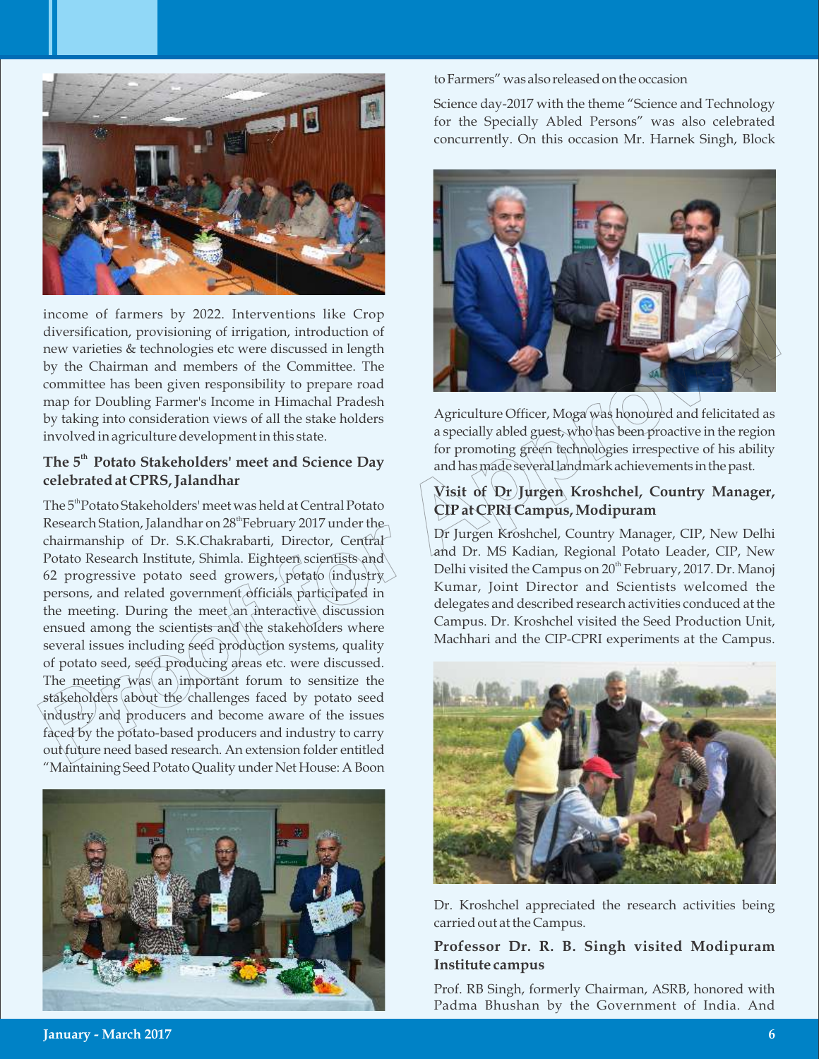income of farmers by 2022. Interventions like Crop diversification, provisioning of irrigation, introduction of new varieties & technologies etc were discussed in length by the Chairman and members of the Committee. The committee has been given responsibility to prepare road map for Doubling Farmer's Income in Himachal Pradesh by taking into consideration views of all the stake holders involved in agriculture development in this state.

### The 5th Potato Stakeholders' meet and Science Day celebrated at CPRS, Jalandhar

The 5th Potato Stakeholders' meet was held at Central Potato Research Station, Jalandhar on 28th February 2017 under the chairmanship of Dr. S.K.Chakrabarti, Director, Central Potato Research Institute, Shimla. Eighteen scientists and 62 progressive potato seed growers, potato industry persons, and related government officials participated in the meeting. During the meet an interactive discussion ensued among the scientists and the stakeholders where several issues including seed production systems, quality of potato seed, seed producing areas etc. were discussed. The meeting was an important forum to sensitize the stakeholders about the challenges faced by potato seed industry and producers and become aware of the issues faced by the potato-based producers and industry to carry out future need based research. An extension folder entitled "Maintaining Seed Potato Quality under Net House: A Boon to Farmers" was also released on the occasion

Science day-2017 with the theme "Science and Technology for the Specially Abled Persons" was also celebrated concurrently. On this occasion Mr. Harnek Singh, Block Agriculture Officer, Moga was honoured and felicitated as a specially abled guest, who has been proactive in the region for promoting green technologies irrespective of his ability and has made several landmark achievements in the past.

### Visit of Dr Jurgen Kroshchel, Country Manager, CIP at CPRI Campus, Modipuram

Dr Jurgen Kroshchel, Country Manager, CIP, New Delhi and Dr. MS Kadian, Regional Potato Leader, CIP, New Delhi visited the Campus on 20th February, 2017. Dr. Manoj Kumar, Joint Director and Scientists welcomed the delegates and described research activities conducted at the Campus. Dr. Kroshchel visited the Seed Production Unit, Machhari and the CIP-CPRI experiments at the Campus.

Dr. Kroshchel appreciated the research activities being carried out at the Campus.

### Professor Dr. R. B. Singh visited Modipuram Institute campus

Prof. RB Singh, formerly Chairman, ASRB, honored with Padma Bhushan by the Government of India. And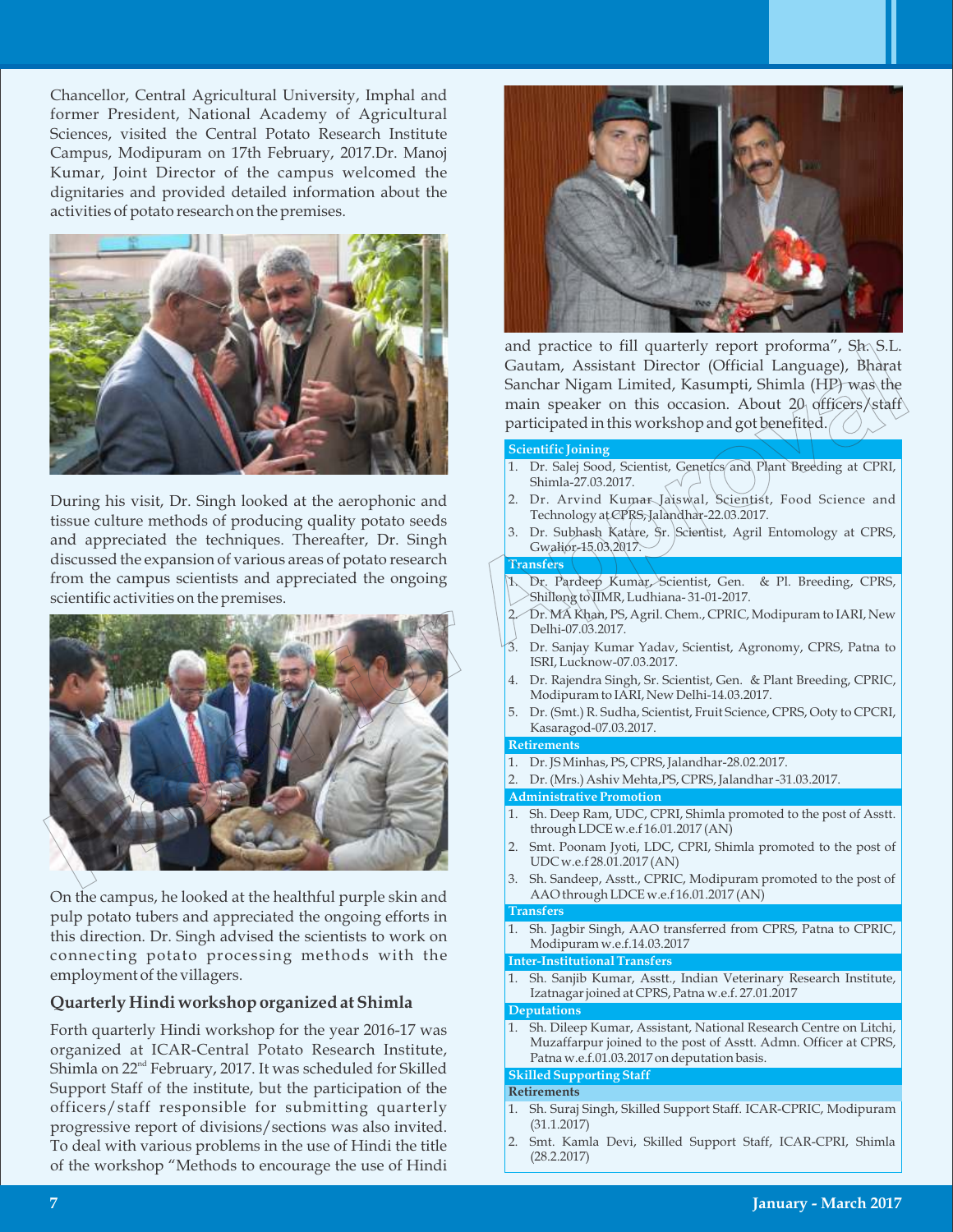Chancellor, Central Agricultural University, Imphal and former President, National Academy of Agricultural Sciences, visited the Central Potato Research Institute Campus, Modipuram on 17th February, 2017.Dr. Manoj Kumar, Joint Director of the campus welcomed the dignitaries and provided detailed information about the activities of potato research on the premises.

During his visit, Dr. Singh looked at the aerophonic and tissue culture methods of producing quality potato seeds and appreciated the techniques. Thereafter, Dr. Singh discussed the expansion of various areas of potato research from the campus scientists and appreciated the ongoing scientific activities on the premises.

On the campus, he looked at the healthful purple skin and pulp potato tubers and appreciated the ongoing efforts in this direction. Dr. Singh advised the scientists to work on connecting potato processing methods with the employment of the villagers.

### Quarterly Hindi workshop organized at Shimla

Forth quarterly Hindi workshop for the year 2016-17 was organized at ICAR-Central Potato Research Institute, Shimla on 22nd February, 2017. It was scheduled for Skilled Support Staff of the institute, but the participation of the officers/staff responsible for submitting quarterly progressive report of divisions/sections was also invited. To deal with various problems in the use of Hindi the title of the workshop "Methods to encourage the use of Hindi and practice to fill quarterly report proforma", Sh. S.L. Gautam, Assistant Director (Official Language), Bharat Sanchar Nigam Limited, Kasumpti, Shimla (HP) was the main speaker on this occasion. About 20 officers/staff participated in this workshop and got benefited.

**Scientific Joining**

1. Dr. Salej Sood, Scientist, Genetics and Plant Breeding at CPRI, Shimla-27.03.2017.
2. Dr. Arvind Kumar Jaiswal, Scientist, Food Science and Technology at CPRS, Jalandhar-22.03.2017.
3. Dr. Subhash Katare, Sr. Scientist, Agril Entomology at CPRS, Gwalior-15.03.2017.

**Transfers**

1. Dr. Pardeep Kumar, Scientist, Gen. & Pl. Breeding, CPRS, Shillong to IIMR, Ludhiana- 31-01-2017.
2. Dr. MA Khan, PS, Agril. Chem., CPRIC, Modipuram to IARI, New Delhi-07.03.2017.
3. Dr. Sanjay Kumar Yadav, Scientist, Agronomy, CPRS, Patna to ISRI, Lucknow-07.03.2017.
4. Dr. Rajendra Singh, Sr. Scientist, Gen. & Plant Breeding, CPRIC, Modipuram to IARI, New Delhi-14.03.2017.
5. Dr. (Smt.) R. Sudha, Scientist, Fruit Science, CPRS, Ooty to CPCRI, Kasaragod-07.03.2017.

**Retirements**

1. Dr. JS Minhas, PS, CPRS, Jalandhar-28.02.2017.
2. Dr. (Mrs.) Ashiv Mehta, PS, CPRS, Jalandhar -31.03.2017.

**Administrative Promotion**

1. Sh. Deep Ram, UDC, CPRI, Shimla promoted to the post of Asstt. through LDCE w.e.f 16.01.2017 (AN)
2. Smt. Poonam Jyoti, LDC, CPRI, Shimla promoted to the post of UDC w.e.f 28.01.2017 (AN)
3. Sh. Sandeep, Asstt., CPRIC, Modipuram promoted to the post of AAO through LDCE w.e.f 16.01.2017 (AN)

**Transfers**

1. Sh. Jagbir Singh, AAO transferred from CPRS, Patna to CPRIC, Modipuram w.e.f.14.03.2017

**Inter-Institutional Transfers**

1. Sh. Sanjib Kumar, Asstt., Indian Veterinary Research Institute, Izatnagar joined at CPRS, Patna w.e.f. 27.01.2017

**Deputations**

1. Sh. Dileep Kumar, Assistant, National Research Centre on Litchi, Muzaffarpur joined to the post of Asstt. Admn. Officer at CPRS, Patna w.e.f.01.03.2017 on deputation basis.

**Skilled Supporting Staff**

**Retirements**

1. Sh. Suraj Singh, Skilled Support Staff. ICAR-CPRIC, Modipuram (31.1.2017)
2. Smt. Kamla Devi, Skilled Support Staff, ICAR-CPRI, Shimla (28.2.2017)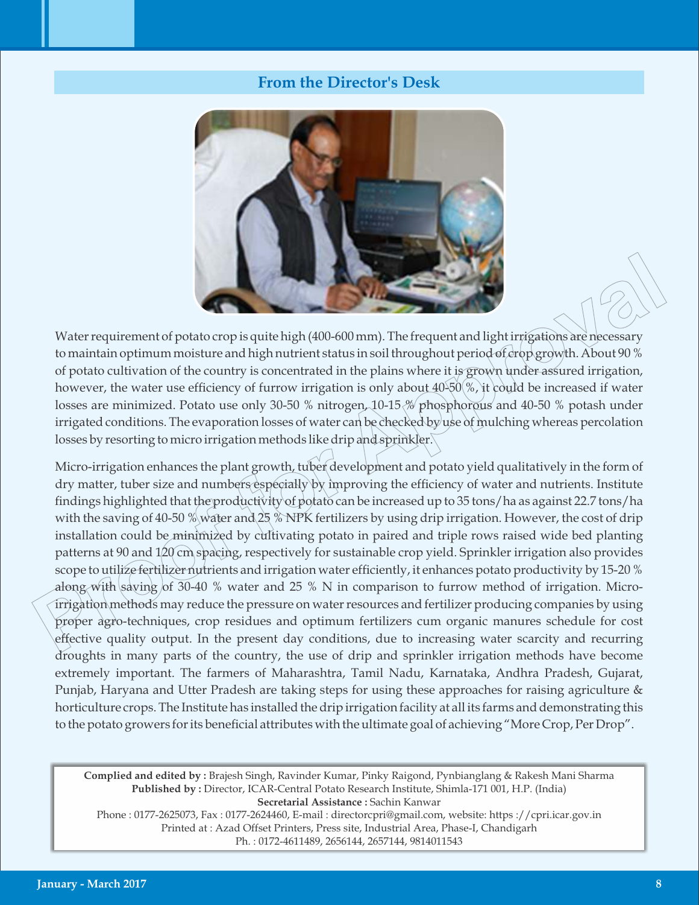## From the Director's Desk

Water requirement of potato crop is quite high (400-600 mm). The frequent and light irrigations are necessary to maintain optimum moisture and high nutrient status in soil throughout period of crop growth. About 90 % of potato cultivation of the country is concentrated in the plains where it is grown under assured irrigation, however, the water use efficiency of furrow irrigation is only about 40-50 %, it could be increased if water losses are minimized. Potato use only 30-50 % nitrogen, 10-15 % phosphorous and 40-50 % potash under irrigated conditions. The evaporation losses of water can be checked by use of mulching whereas percolation losses by resorting to micro irrigation methods like drip and sprinkler.

Micro-irrigation enhances the plant growth, tuber development and potato yield qualitatively in the form of dry matter, tuber size and numbers especially by improving the efficiency of water and nutrients. Institute findings highlighted that the productivity of potato can be increased up to 35 tons/ha as against 22.7 tons/ha with the saving of 40-50 % water and 25 % NPK fertilizers by using drip irrigation. However, the cost of drip installation could be minimized by cultivating potato in paired and triple rows raised wide bed planting patterns at 90 and 120 cm spacing, respectively for sustainable crop yield. Sprinkler irrigation also provides scope to utilize fertilizer nutrients and irrigation water efficiently, it enhances potato productivity by 15-20 % along with saving of 30-40 % water and 25 % N in comparison to furrow method of irrigation. Micro-irrigation methods may reduce the pressure on water resources and fertilizer producing companies by using proper agro-techniques, crop residues and optimum fertilizers cum organic manures schedule for cost effective quality output. In the present day conditions, due to increasing water scarcity and recurring droughts in many parts of the country, the use of drip and sprinkler irrigation methods have become extremely important. The farmers of Maharashtra, Tamil Nadu, Karnataka, Andhra Pradesh, Gujarat, Punjab, Haryana and Utter Pradesh are taking steps for using these approaches for raising agriculture & horticulture crops. The Institute has installed the drip irrigation facility at all its farms and demonstrating this to the potato growers for its beneficial attributes with the ultimate goal of achieving "More Crop, Per Drop".

**Complied and edited by :** Brajesh Singh, Ravinder Kumar, Pinky Raigond, Pynbianglang & Rakesh Mani Sharma
**Published by :** Director, ICAR-Central Potato Research Institute, Shimla-171 001, H.P. (India)
**Secretarial Assistance :** Sachin Kanwar
Phone : 0177-2625073, Fax : 0177-2624460, E-mail : directorcpri@gmail.com, website: https ://cpri.icar.gov.in
Printed at : Azad Offset Printers, Press site, Industrial Area, Phase-I, Chandigarh
Ph. : 0172-4611489, 2656144, 2657144, 9814011543